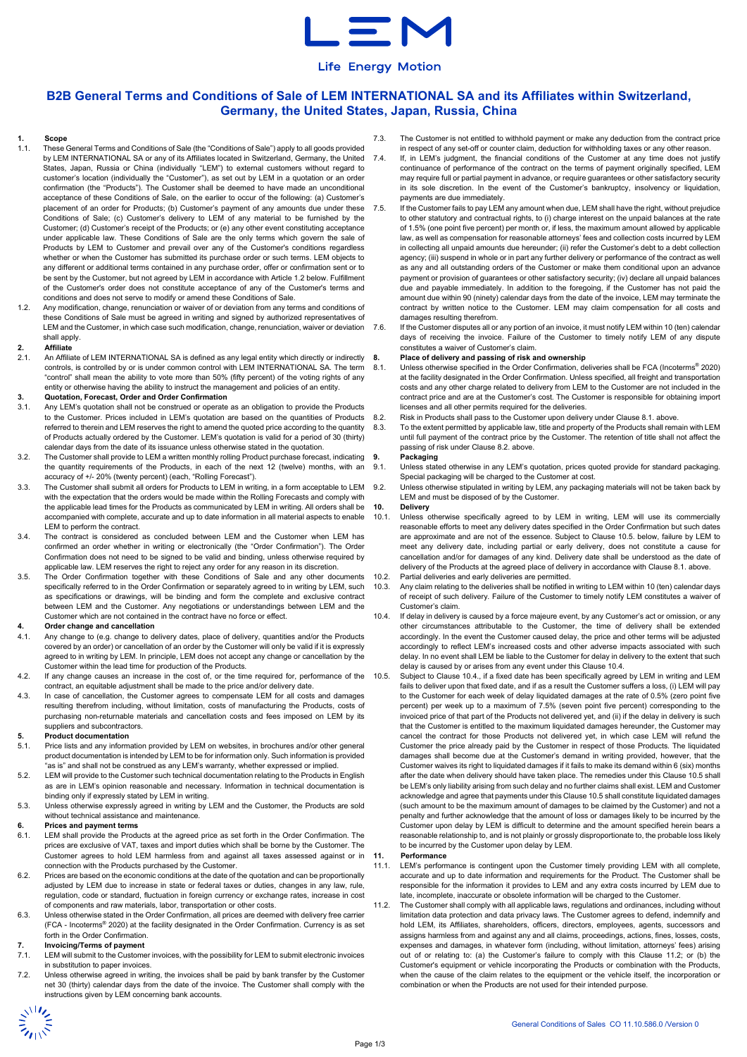# B2B General Terms and Conditions of Sale of LEM INTERNATIONAL SA and its Affiliates within Switzerland, Germany, the United States, Japan, Russia, China

**1. Scope**

1.1. These General Terms and Conditions of Sale (the "Conditions of Sale") apply to all goods provided by LEM INTERNATIONAL SA or any of its Affiliates located in Switzerland, Germany, the United States, Japan, Russia or China (individually "LEM") to external customers without regard to customer's location (individually the "Customer"), as set out by LEM in a quotation or an order confirmation (the "Products"). The Customer shall be deemed to have made an unconditional acceptance of these Conditions of Sale, on the earlier to occur of the following: (a) Customer's placement of an order for Products; (b) Customer's payment of any amounts due under these Conditions of Sale; (c) Customer's delivery to LEM of any material to be furnished by the Customer; (d) Customer's receipt of the Products; or (e) any other event constituting acceptance under applicable law. These Conditions of Sale are the only terms which govern the sale of Products by LEM to Customer and prevail over any of the Customer's conditions regardless whether or when the Customer has submitted its purchase order or such terms. LEM objects to any different or additional terms contained in any purchase order, offer or confirmation sent or to be sent by the Customer, but not agreed by LEM in accordance with Article 1.2 below. Fulfillment of the Customer's order does not constitute acceptance of any of the Customer's terms and conditions and does not serve to modify or amend these Conditions of Sale.

1.2. Any modification, change, renunciation or waiver of or deviation from any terms and conditions of these Conditions of Sale must be agreed in writing and signed by authorized representatives of LEM and the Customer, in which case such modification, change, renunciation, waiver or deviation shall apply.

**2. Affiliate**

2.1. An Affiliate of LEM INTERNATIONAL SA is defined as any legal entity which directly or indirectly controls, is controlled by or is under common control with LEM INTERNATIONAL SA. The term "control" shall mean the ability to vote more than 50% (fifty percent) of the voting rights of any entity or otherwise having the ability to instruct the management and policies of an entity.

**3. Quotation, Forecast, Order and Order Confirmation**

3.1. Any LEM's quotation shall not be construed or operate as an obligation to provide the Products to the Customer. Prices included in LEM's quotation are based on the quantities of Products referred to therein and LEM reserves the right to amend the quoted price according to the quantity of Products actually ordered by the Customer. LEM's quotation is valid for a period of 30 (thirty) calendar days from the date of its issuance unless otherwise stated in the quotation.

3.2. The Customer shall provide to LEM a written monthly rolling Product purchase forecast, indicating the quantity requirements of the Products, in each of the next 12 (twelve) months, with an accuracy of +/- 20% (twenty percent) (each, "Rolling Forecast").

3.3. The Customer shall submit all orders for Products to LEM in writing, in a form acceptable to LEM with the expectation that the orders would be made within the Rolling Forecasts and comply with the applicable lead times for the Products as communicated by LEM in writing. All orders shall be accompanied with complete, accurate and up to date information in all material aspects to enable LEM to perform the contract.

3.4. The contract is considered as concluded between LEM and the Customer when LEM has confirmed an order whether in writing or electronically (the "Order Confirmation"). The Order Confirmation does not need to be signed to be valid and binding, unless otherwise required by applicable law. LEM reserves the right to reject any order for any reason in its discretion.

3.5. The Order Confirmation together with these Conditions of Sale and any other documents specifically referred to in the Order Confirmation or separately agreed to in writing by LEM, such as specifications or drawings, will be binding and form the complete and exclusive contract between LEM and the Customer. Any negotiations or understandings between LEM and the Customer which are not contained in the contract have no force or effect.

**4. Order change and cancellation**

4.1. Any change to (e.g. change to delivery dates, place of delivery, quantities and/or the Products covered by an order) or cancellation of an order by the Customer will only be valid if it is expressly agreed to in writing by LEM. In principle, LEM does not accept any change or cancellation by the Customer within the lead time for production of the Products.

4.2. If any change causes an increase in the cost of, or the time required for, performance of the contract, an equitable adjustment shall be made to the price and/or delivery date.

4.3. In case of cancellation, the Customer agrees to compensate LEM for all costs and damages resulting therefrom including, without limitation, costs of manufacturing the Products, costs of purchasing non-returnable materials and cancellation costs and fees imposed on LEM by its suppliers and subcontractors.

**5. Product documentation**

5.1. Price lists and any information provided by LEM on websites, in brochures and/or other general product documentation is intended by LEM to be for information only. Such information is provided "as is" and shall not be construed as any LEM's warranty, whether expressed or implied.

5.2. LEM will provide to the Customer such technical documentation relating to the Products in English as are in LEM's opinion reasonable and necessary. Information in technical documentation is binding only if expressly stated by LEM in writing.

5.3. Unless otherwise expressly agreed in writing by LEM and the Customer, the Products are sold without technical assistance and maintenance.

**6. Prices and payment terms**

6.1. LEM shall provide the Products at the agreed price as set forth in the Order Confirmation. The prices are exclusive of VAT, taxes and import duties which shall be borne by the Customer. The Customer agrees to hold LEM harmless from and against all taxes assessed against or in connection with the Products purchased by the Customer.

6.2. Prices are based on the economic conditions at the date of the quotation and can be proportionally adjusted by LEM due to increase in state or federal taxes or duties, changes in any law, rule, regulation, code or standard, fluctuation in foreign currency or exchange rates, increase in cost of components and raw materials, labor, transportation or other costs.

6.3. Unless otherwise stated in the Order Confirmation, all prices are deemed with delivery free carrier (FCA - Incoterms® 2020) at the facility designated in the Order Confirmation. Currency is as set forth in the Order Confirmation.

**7. Invoicing/Terms of payment**

7.1. LEM will submit to the Customer invoices, with the possibility for LEM to submit electronic invoices in substitution to paper invoices.

7.2. Unless otherwise agreed in writing, the invoices shall be paid by bank transfer by the Customer net 30 (thirty) calendar days from the date of the invoice. The Customer shall comply with the instructions given by LEM concerning bank accounts.

7.3. The Customer is not entitled to withhold payment or make any deduction from the contract price in respect of any set-off or counter claim, deduction for withholding taxes or any other reason.

7.4. If, in LEM's judgment, the financial conditions of the Customer at any time does not justify continuance of performance of the contract on the terms of payment originally specified, LEM may require full or partial payment in advance, or require guarantees or other satisfactory security in its sole discretion. In the event of the Customer's bankruptcy, insolvency or liquidation, payments are due immediately.

7.5. If the Customer fails to pay LEM any amount when due, LEM shall have the right, without prejudice to other statutory and contractual rights, to (i) charge interest on the unpaid balances at the rate of 1.5% (one point five percent) per month or, if less, the maximum amount allowed by applicable law, as well as compensation for reasonable attorneys' fees and collection costs incurred by LEM in collecting all unpaid amounts due hereunder; (ii) refer the Customer's debt to a debt collection agency; (iii) suspend in whole or in part any further delivery or performance of the contract as well as any and all outstanding orders of the Customer or make them conditional upon an advance payment or provision of guarantees or other satisfactory security; (iv) declare all unpaid balances due and payable immediately. In addition to the foregoing, if the Customer has not paid the amount due within 90 (ninety) calendar days from the date of the invoice, LEM may terminate the contract by written notice to the Customer. LEM may claim compensation for all costs and damages resulting therefrom.

7.6. If the Customer disputes all or any portion of an invoice, it must notify LEM within 10 (ten) calendar days of receiving the invoice. Failure of the Customer to timely notify LEM of any dispute constitutes a waiver of Customer's claim.

**8. Place of delivery and passing of risk and ownership**

8.1. Unless otherwise specified in the Order Confirmation, deliveries shall be FCA (Incoterms® 2020) at the facility designated in the Order Confirmation. Unless specified, all freight and transportation costs and any other charge related to delivery from LEM to the Customer are not included in the contract price and are at the Customer's cost. The Customer is responsible for obtaining import licenses and all other permits required for the deliveries.

8.2. Risk in Products shall pass to the Customer upon delivery under Clause 8.1. above.

8.3. To the extent permitted by applicable law, title and property of the Products shall remain with LEM until full payment of the contract price by the Customer. The retention of title shall not affect the passing of risk under Clause 8.2. above.

**9. Packaging**

9.1. Unless stated otherwise in any LEM's quotation, prices quoted provide for standard packaging. Special packaging will be charged to the Customer at cost.

9.2. Unless otherwise stipulated in writing by LEM, any packaging materials will not be taken back by LEM and must be disposed of by the Customer.

**10. Delivery**

10.1. Unless otherwise specifically agreed to by LEM in writing, LEM will use its commercially reasonable efforts to meet any delivery dates specified in the Order Confirmation but such dates are approximate and are not of the essence. Subject to Clause 10.5. below, failure by LEM to meet any delivery date, including partial or early delivery, does not constitute a cause for cancellation and/or for damages of any kind. Delivery date shall be understood as the date of delivery of the Products at the agreed place of delivery in accordance with Clause 8.1. above.

10.2. Partial deliveries and early deliveries are permitted.

10.3. Any claim relating to the deliveries shall be notified in writing to LEM within 10 (ten) calendar days of receipt of such delivery. Failure of the Customer to timely notify LEM constitutes a waiver of Customer's claim.

10.4. If delay in delivery is caused by a force majeure event, by any Customer's act or omission, or any other circumstances attributable to the Customer, the time of delivery shall be extended accordingly. In the event the Customer caused delay, the price and other terms will be adjusted accordingly to reflect LEM's increased costs and other adverse impacts associated with such delay. In no event shall LEM be liable to the Customer for delay in delivery to the extent that such delay is caused by or arises from any event under this Clause 10.4.

10.5. Subject to Clause 10.4., if a fixed date has been specifically agreed by LEM in writing and LEM fails to deliver upon that fixed date, and if as a result the Customer suffers a loss, (i) LEM will pay to the Customer for each week of delay liquidated damages at the rate of 0.5% (zero point five percent) per week up to a maximum of 7.5% (seven point five percent) corresponding to the invoiced price of that part of the Products not delivered yet, and (ii) if the delay in delivery is such that the Customer is entitled to the maximum liquidated damages hereunder, the Customer may cancel the contract for those Products not delivered yet, in which case LEM will refund the Customer the price already paid by the Customer in respect of those Products. The liquidated damages shall become due at the Customer's demand in writing provided, however, that the Customer waives its right to liquidated damages if it fails to make its demand within 6 (six) months after the date when delivery should have taken place. The remedies under this Clause 10.5 shall be LEM's only liability arising from such delay and no further claims shall exist. LEM and Customer acknowledge and agree that payments under this Clause 10.5 shall constitute liquidated damages (such amount to be the maximum amount of damages to be claimed by the Customer) and not a penalty and further acknowledge that the amount of loss or damages likely to be incurred by the Customer upon delay by LEM is difficult to determine and the amount specified herein bears a reasonable relationship to, and is not plainly or grossly disproportionate to, the probable loss likely to be incurred by the Customer upon delay by LEM.

**11. Performance**

11.1. LEM's performance is contingent upon the Customer timely providing LEM with all complete, accurate and up to date information and requirements for the Product. The Customer shall be responsible for the information it provides to LEM and any extra costs incurred by LEM due to late, incomplete, inaccurate or obsolete information will be charged to the Customer.

11.2. The Customer shall comply with all applicable laws, regulations and ordinances, including without limitation data protection and data privacy laws. The Customer agrees to defend, indemnify and hold LEM, its Affiliates, shareholders, officers, directors, employees, agents, successors and assigns harmless from and against any and all claims, proceedings, actions, fines, losses, costs, expenses and damages, in whatever form (including, without limitation, attorneys' fees) arising out of or relating to: (a) the Customer's failure to comply with this Clause 11.2; or (b) the Customer's equipment or vehicle incorporating the Products or combination with the Products, when the cause of the claim relates to the equipment or the vehicle itself, the incorporation or combination or when the Products are not used for their intended purpose.

General Conditions of Sales CO 11.10.586.0 /Version 0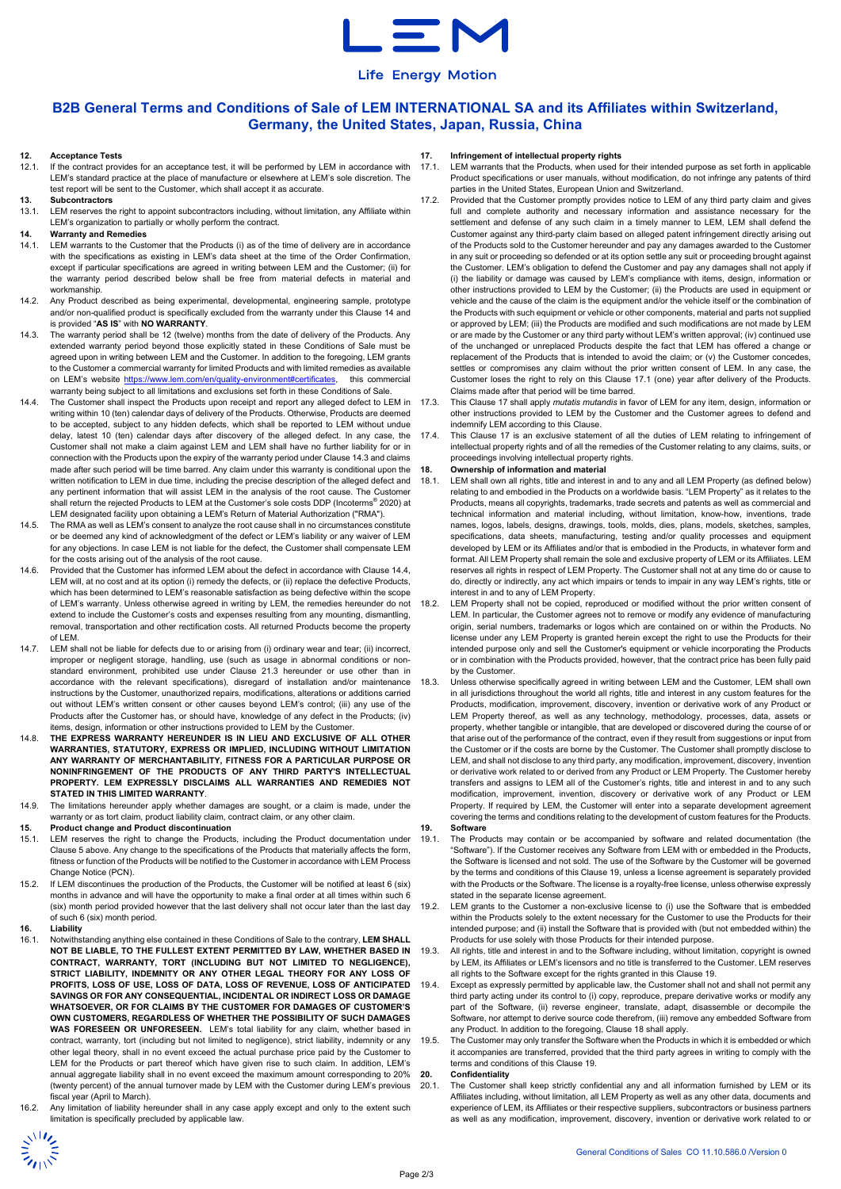# B2B General Terms and Conditions of Sale of LEM INTERNATIONAL SA and its Affiliates within Switzerland, Germany, the United States, Japan, Russia, China

**12. Acceptance Tests**

12.1. If the contract provides for an acceptance test, it will be performed by LEM in accordance with LEM's standard practice at the place of manufacture or elsewhere at LEM's sole discretion. The test report will be sent to the Customer, which shall accept it as accurate.

**13. Subcontractors**

13.1. LEM reserves the right to appoint subcontractors including, without limitation, any Affiliate within LEM's organization to partially or wholly perform the contract.

**14. Warranty and Remedies**

14.1. LEM warrants to the Customer that the Products (i) as of the time of delivery are in accordance with the specifications as existing in LEM's data sheet at the time of the Order Confirmation, except if particular specifications are agreed in writing between LEM and the Customer; (ii) for the warranty period described below shall be free from material defects in material and workmanship.

14.2. Any Product described as being experimental, developmental, engineering sample, prototype and/or non-qualified product is specifically excluded from the warranty under this Clause 14 and is provided "**AS IS**" with **NO WARRANTY**.

14.3. The warranty period shall be 12 (twelve) months from the date of delivery of the Products. Any extended warranty period beyond those explicitly stated in these Conditions of Sale must be agreed upon in writing between LEM and the Customer. In addition to the foregoing, LEM grants to the Customer a commercial warranty for limited Products and with limited remedies as available on LEM's website https://www.lem.com/en/quality-environment#certificates, this commercial warranty being subject to all limitations and exclusions set forth in these Conditions of Sale.

14.4. The Customer shall inspect the Products upon receipt and report any alleged defect to LEM in writing within 10 (ten) calendar days of delivery of the Products. Otherwise, Products are deemed to be accepted, subject to any hidden defects, which shall be reported to LEM without undue delay, latest 10 (ten) calendar days after discovery of the alleged defect. In any case, the Customer shall not make a claim against LEM and LEM shall have no further liability for or in connection with the Products upon the expiry of the warranty period under Clause 14.3 and claims made after such period will be time barred. Any claim under this warranty is conditional upon the written notification to LEM in due time, including the precise description of the alleged defect and any pertinent information that will assist LEM in the analysis of the root cause. The Customer shall return the rejected Products to LEM at the Customer's sole costs DDP (Incoterms® 2020) at LEM designated facility upon obtaining a LEM's Return of Material Authorization ("RMA").

14.5. The RMA as well as LEM's consent to analyze the root cause shall in no circumstances constitute or be deemed any kind of acknowledgment of the defect or LEM's liability or any waiver of LEM for any objections. In case LEM is not liable for the defect, the Customer shall compensate LEM for the costs arising out of the analysis of the root cause.

14.6. Provided that the Customer has informed LEM about the defect in accordance with Clause 14.4, LEM will, at no cost and at its option (i) remedy the defects, or (ii) replace the defective Products, which has been determined to LEM's reasonable satisfaction as being defective within the scope of LEM's warranty. Unless otherwise agreed in writing by LEM, the remedies hereunder do not extend to include the Customer's costs and expenses resulting from any mounting, dismantling, removal, transportation and other rectification costs. All returned Products become the property of LEM.

14.7. LEM shall not be liable for defects due to or arising from (i) ordinary wear and tear; (ii) incorrect, improper or negligent storage, handling, use (such as usage in abnormal conditions or non-standard environment, prohibited use under Clause 21.3 hereunder or use other than in accordance with the relevant specifications), disregard of installation and/or maintenance instructions by the Customer, unauthorized repairs, modifications, alterations or additions carried out without LEM's written consent or other causes beyond LEM's control; (iii) any use of the Products after the Customer has, or should have, knowledge of any defect in the Products; (iv) items, design, information or other instructions provided to LEM by the Customer.

14.8. **THE EXPRESS WARRANTY HEREUNDER IS IN LIEU AND EXCLUSIVE OF ALL OTHER WARRANTIES, STATUTORY, EXPRESS OR IMPLIED, INCLUDING WITHOUT LIMITATION ANY WARRANTY OF MERCHANTABILITY, FITNESS FOR A PARTICULAR PURPOSE OR NONINFRINGEMENT OF THE PRODUCTS OF ANY THIRD PARTY'S INTELLECTUAL PROPERTY. LEM EXPRESSLY DISCLAIMS ALL WARRANTIES AND REMEDIES NOT STATED IN THIS LIMITED WARRANTY**.

14.9. The limitations hereunder apply whether damages are sought, or a claim is made, under the warranty or as tort claim, product liability claim, contract claim, or any other claim.

**15. Product change and Product discontinuation**

15.1. LEM reserves the right to change the Products, including the Product documentation under Clause 5 above. Any change to the specifications of the Products that materially affects the form, fitness or function of the Products will be notified to the Customer in accordance with LEM Process Change Notice (PCN).

15.2. If LEM discontinues the production of the Products, the Customer will be notified at least 6 (six) months in advance and will have the opportunity to make a final order at all times within such 6 (six) month period provided however that the last delivery shall not occur later than the last day of such 6 (six) month period.

**16. Liability**

16.1. Notwithstanding anything else contained in these Conditions of Sale to the contrary, **LEM SHALL NOT BE LIABLE, TO THE FULLEST EXTENT PERMITTED BY LAW, WHETHER BASED IN CONTRACT, WARRANTY, TORT (INCLUDING BUT NOT LIMITED TO NEGLIGENCE), STRICT LIABILITY, INDEMNITY OR ANY OTHER LEGAL THEORY FOR ANY LOSS OF PROFITS, LOSS OF USE, LOSS OF DATA, LOSS OF REVENUE, LOSS OF ANTICIPATED SAVINGS OR FOR ANY CONSEQUENTIAL, INCIDENTAL OR INDIRECT LOSS OR DAMAGE WHATSOEVER, OR FOR CLAIMS BY THE CUSTOMER FOR DAMAGES OF CUSTOMER'S OWN CUSTOMERS, REGARDLESS OF WHETHER THE POSSIBILITY OF SUCH DAMAGES WAS FORESEEN OR UNFORESEEN.** LEM's total liability for any claim, whether based in contract, warranty, tort (including but not limited to negligence), strict liability, indemnity or any other legal theory, shall in no event exceed the actual purchase price paid by the Customer to LEM for the Products or part thereof which have given rise to such claim. In addition, LEM's annual aggregate liability shall in no event exceed the maximum amount corresponding to 20% (twenty percent) of the annual turnover made by LEM with the Customer during LEM's previous fiscal year (April to March).

16.2. Any limitation of liability hereunder shall in any case apply except and only to the extent such limitation is specifically precluded by applicable law.

**17. Infringement of intellectual property rights**

17.1. LEM warrants that the Products, when used for their intended purpose as set forth in applicable Product specifications or user manuals, without modification, do not infringe any patents of third parties in the United States, European Union and Switzerland.

17.2. Provided that the Customer promptly provides notice to LEM of any third party claim and gives full and complete authority and necessary information and assistance necessary for the settlement and defense of any such claim in a timely manner to LEM, LEM shall defend the Customer against any third-party claim based on alleged patent infringement directly arising out of the Products sold to the Customer hereunder and pay any damages awarded to the Customer in any suit or proceeding so defended or at its option settle any suit or proceeding brought against the Customer. LEM's obligation to defend the Customer and pay any damages shall not apply if (i) the liability or damage was caused by LEM's compliance with items, design, information or other instructions provided to LEM by the Customer; (ii) the Products are used in equipment or vehicle and the cause of the claim is the equipment and/or the vehicle itself or the combination of the Products with such equipment or vehicle or other components, material and parts not supplied or approved by LEM; (iii) the Products are modified and such modifications are not made by LEM or are made by the Customer or any third party without LEM's written approval; (iv) continued use of the unchanged or unreplaced Products despite the fact that LEM has offered a change or replacement of the Products that is intended to avoid the claim; or (v) the Customer concedes, settles or compromises any claim without the prior written consent of LEM. In any case, the Customer loses the right to rely on this Clause 17.1 (one) year after delivery of the Products. Claims made after that period will be time barred.

17.3. This Clause 17 shall apply *mutatis mutandis* in favor of LEM for any item, design, information or other instructions provided to LEM by the Customer and the Customer agrees to defend and indemnify LEM according to this Clause.

17.4. This Clause 17 is an exclusive statement of all the duties of LEM relating to infringement of intellectual property rights and of all the remedies of the Customer relating to any claims, suits, or proceedings involving intellectual property rights.

**18. Ownership of information and material**

18.1. LEM shall own all rights, title and interest in and to any and all LEM Property (as defined below) relating to and embodied in the Products on a worldwide basis. "LEM Property" as it relates to the Products, means all copyrights, trademarks, trade secrets and patents as well as commercial and technical information and material including, without limitation, know-how, inventions, trade names, logos, labels, designs, drawings, tools, molds, dies, plans, models, sketches, samples, specifications, data sheets, manufacturing, testing and/or quality processes and equipment developed by LEM or its Affiliates and/or that is embodied in the Products, in whatever form and format. All LEM Property shall remain the sole and exclusive property of LEM or its Affiliates. LEM reserves all rights in respect of LEM Property. The Customer shall not at any time do or cause to do, directly or indirectly, any act which impairs or tends to impair in any way LEM's rights, title or interest in and to any of LEM Property.

18.2. LEM Property shall not be copied, reproduced or modified without the prior written consent of LEM. In particular, the Customer agrees not to remove or modify any evidence of manufacturing origin, serial numbers, trademarks or logos which are contained on or within the Products. No license under any LEM Property is granted herein except the right to use the Products for their intended purpose only and sell the Customer's equipment or vehicle incorporating the Products or in combination with the Products provided, however, that the contract price has been fully paid by the Customer.

18.3. Unless otherwise specifically agreed in writing between LEM and the Customer, LEM shall own in all jurisdictions throughout the world all rights, title and interest in any custom features for the Products, modification, improvement, discovery, invention or derivative work of any Product or LEM Property thereof, as well as any technology, methodology, processes, data, assets or property, whether tangible or intangible, that are developed or discovered during the course of or that arise out of the performance of the contract, even if they result from suggestions or input from the Customer or if the costs are borne by the Customer. The Customer shall promptly disclose to LEM, and shall not disclose to any third party, any modification, improvement, discovery, invention or derivative work related to or derived from any Product or LEM Property. The Customer hereby transfers and assigns to LEM all of the Customer's rights, title and interest in and to any such modification, improvement, invention, discovery or derivative work of any Product or LEM Property. If required by LEM, the Customer will enter into a separate development agreement covering the terms and conditions relating to the development of custom features for the Products.

**19. Software**

19.1. The Products may contain or be accompanied by software and related documentation (the "Software"). If the Customer receives any Software from LEM with or embedded in the Products, the Software is licensed and not sold. The use of the Software by the Customer will be governed by the terms and conditions of this Clause 19, unless a license agreement is separately provided with the Products or the Software. The license is a royalty-free license, unless otherwise expressly stated in the separate license agreement.

19.2. LEM grants to the Customer a non-exclusive license to (i) use the Software that is embedded within the Products solely to the extent necessary for the Customer to use the Products for their intended purpose; and (ii) install the Software that is provided with (but not embedded within) the Products for use solely with those Products for their intended purpose.

19.3. All rights, title and interest in and to the Software including, without limitation, copyright is owned by LEM, its Affiliates or LEM's licensors and no title is transferred to the Customer. LEM reserves all rights to the Software except for the rights granted in this Clause 19.

19.4. Except as expressly permitted by applicable law, the Customer shall not and shall not permit any third party acting under its control to (i) copy, reproduce, prepare derivative works or modify any part of the Software, (ii) reverse engineer, translate, adapt, disassemble or decompile the Software, nor attempt to derive source code therefrom, (iii) remove any embedded Software from any Product. In addition to the foregoing, Clause 18 shall apply.

19.5. The Customer may only transfer the Software when the Products in which it is embedded or which it accompanies are transferred, provided that the third party agrees in writing to comply with the terms and conditions of this Clause 19.

**20. Confidentiality**

20.1. The Customer shall keep strictly confidential any and all information furnished by LEM or its Affiliates including, without limitation, all LEM Property as well as any other data, documents and experience of LEM, its Affiliates or their respective suppliers, subcontractors or business partners as well as any modification, improvement, discovery, invention or derivative work related to or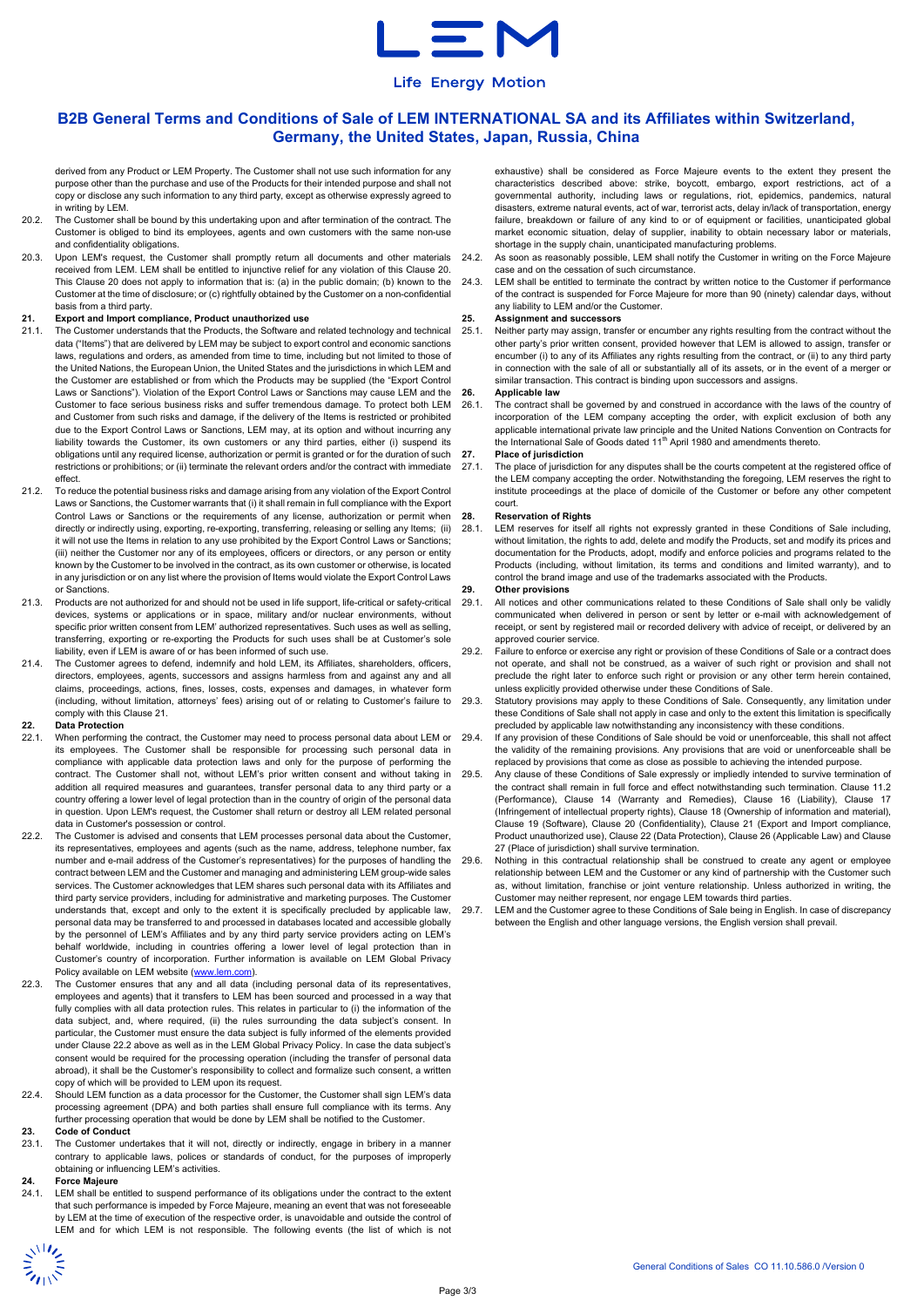derived from any Product or LEM Property. The Customer shall not use such information for any purpose other than the purchase and use of the Products for their intended purpose and shall not copy or disclose any such information to any third party, except as otherwise expressly agreed to in writing by LEM.

20.2. The Customer shall be bound by this undertaking upon and after termination of the contract. The Customer is obliged to bind its employees, agents and own customers with the same non-use and confidentiality obligations.

20.3. Upon LEM's request, the Customer shall promptly return all documents and other materials received from LEM. LEM shall be entitled to injunctive relief for any violation of this Clause 20. This Clause 20 does not apply to information that is: (a) in the public domain; (b) known to the Customer at the time of disclosure; or (c) rightfully obtained by the Customer on a non-confidential basis from a third party.

**21. Export and Import compliance, Product unauthorized use**

21.1. The Customer understands that the Products, the Software and related technology and technical data ("Items") that are delivered by LEM may be subject to export control and economic sanctions laws, regulations and orders, as amended from time to time, including but not limited to those of the United Nations, the European Union, the United States and the jurisdictions in which LEM and the Customer are established or from which the Products may be supplied (the "Export Control Laws or Sanctions"). Violation of the Export Control Laws or Sanctions may cause LEM and the Customer to face serious business risks and suffer tremendous damage. To protect both LEM and Customer from such risks and damage, if the delivery of the Items is restricted or prohibited due to the Export Control Laws or Sanctions, LEM may, at its option and without incurring any liability towards the Customer, its own customers or any third parties, either (i) suspend its obligations until any required license, authorization or permit is granted or for the duration of such restrictions or prohibitions; or (ii) terminate the relevant orders and/or the contract with immediate effect.

21.2. To reduce the potential business risks and damage arising from any violation of the Export Control Laws or Sanctions, the Customer warrants that (i) it shall remain in full compliance with the Export Control Laws or Sanctions or the requirements of any license, authorization or permit when directly or indirectly using, exporting, re-exporting, transferring, releasing or selling any Items; (ii) it will not use the Items in relation to any use prohibited by the Export Control Laws or Sanctions; (iii) neither the Customer nor any of its employees, officers or directors, or any person or entity known by the Customer to be involved in the contract, as its own customer or otherwise, is located in any jurisdiction or on any list where the provision of Items would violate the Export Control Laws or Sanctions.

21.3. Products are not authorized for and should not be used in life support, life-critical or safety-critical devices, systems or applications or in space, military and/or nuclear environments, without specific prior written consent from LEM' authorized representatives. Such uses as well as selling, transferring, exporting or re-exporting the Products for such uses shall be at Customer's sole liability, even if LEM is aware of or has been informed of such use.

21.4. The Customer agrees to defend, indemnify and hold LEM, its Affiliates, shareholders, officers, directors, employees, agents, successors and assigns harmless from and against any and all claims, proceedings, actions, fines, losses, costs, expenses and damages, in whatever form (including, without limitation, attorneys' fees) arising out of or relating to Customer's failure to comply with this Clause 21.

**22. Data Protection**

22.1. When performing the contract, the Customer may need to process personal data about LEM or its employees. The Customer shall be responsible for processing such personal data in compliance with applicable data protection laws and only for the purpose of performing the contract. The Customer shall not, without LEM's prior written consent and without taking in addition all required measures and guarantees, transfer personal data to any third party or a country offering a lower level of legal protection than in the country of origin of the personal data in question. Upon LEM's request, the Customer shall return or destroy all LEM related personal data in Customer's possession or control.

22.2. The Customer is advised and consents that LEM processes personal data about the Customer, its representatives, employees and agents (such as the name, address, telephone number, fax number and e-mail address of the Customer's representatives) for the purposes of handling the contract between LEM and the Customer and managing and administering LEM group-wide sales services. The Customer acknowledges that LEM shares such personal data with its Affiliates and third party service providers, including for administrative and marketing purposes. The Customer understands that, except and only to the extent it is specifically precluded by applicable law, personal data may be transferred to and processed in databases located and accessible globally by the personnel of LEM's Affiliates and by any third party service providers acting on LEM's behalf worldwide, including in countries offering a lower level of legal protection than in Customer's country of incorporation. Further information is available on LEM Global Privacy Policy available on LEM website (www.lem.com).

22.3. The Customer ensures that any and all data (including personal data of its representatives, employees and agents) that it transfers to LEM has been sourced and processed in a way that fully complies with all data protection rules. This relates in particular to (i) the information of the data subject, and, where required, (ii) the rules surrounding the data subject's consent. In particular, the Customer must ensure the data subject is fully informed of the elements provided under Clause 22.2 above as well as in the LEM Global Privacy Policy. In case the data subject's consent would be required for the processing operation (including the transfer of personal data abroad), it shall be the Customer's responsibility to collect and formalize such consent, a written copy of which will be provided to LEM upon its request.

22.4. Should LEM function as a data processor for the Customer, the Customer shall sign LEM's data processing agreement (DPA) and both parties shall ensure full compliance with its terms. Any further processing operation that would be done by LEM shall be notified to the Customer.

**23. Code of Conduct**

23.1. The Customer undertakes that it will not, directly or indirectly, engage in bribery in a manner contrary to applicable laws, polices or standards of conduct, for the purposes of improperly obtaining or influencing LEM's activities.

**24. Force Majeure**

24.1. LEM shall be entitled to suspend performance of its obligations under the contract to the extent that such performance is impeded by Force Majeure, meaning an event that was not foreseeable by LEM at the time of execution of the respective order, is unavoidable and outside the control of LEM and for which LEM is not responsible. The following events (the list of which is not exhaustive) shall be considered as Force Majeure events to the extent they present the characteristics described above: strike, boycott, embargo, export restrictions, act of a governmental authority, including laws or regulations, riot, epidemics, pandemics, natural disasters, extreme natural events, act of war, terrorist acts, delay in/lack of transportation, energy failure, breakdown or failure of any kind to or of equipment or facilities, unanticipated global market economic situation, delay of supplier, inability to obtain necessary labor or materials, shortage in the supply chain, unanticipated manufacturing problems.

24.2. As soon as reasonably possible, LEM shall notify the Customer in writing on the Force Majeure case and on the cessation of such circumstance.

24.3. LEM shall be entitled to terminate the contract by written notice to the Customer if performance of the contract is suspended for Force Majeure for more than 90 (ninety) calendar days, without any liability to LEM and/or the Customer.

**25. Assignment and successors**

25.1. Neither party may assign, transfer or encumber any rights resulting from the contract without the other party's prior written consent, provided however that LEM is allowed to assign, transfer or encumber (i) to any of its Affiliates any rights resulting from the contract, or (ii) to any third party in connection with the sale of all or substantially all of its assets, or in the event of a merger or similar transaction. This contract is binding upon successors and assigns.

**26. Applicable law**

26.1. The contract shall be governed by and construed in accordance with the laws of the country of incorporation of the LEM company accepting the order, with explicit exclusion of both any applicable international private law principle and the United Nations Convention on Contracts for the International Sale of Goods dated 11th April 1980 and amendments thereto.

**27. Place of jurisdiction**

27.1. The place of jurisdiction for any disputes shall be the courts competent at the registered office of the LEM company accepting the order. Notwithstanding the foregoing, LEM reserves the right to institute proceedings at the place of domicile of the Customer or before any other competent court.

**28. Reservation of Rights**

28.1. LEM reserves for itself all rights not expressly granted in these Conditions of Sale including, without limitation, the rights to add, delete and modify the Products, set and modify its prices and documentation for the Products, adopt, modify and enforce policies and programs related to the Products (including, without limitation, its terms and conditions and limited warranty), and to control the brand image and use of the trademarks associated with the Products.

**29. Other provisions**

29.1. All notices and other communications related to these Conditions of Sale shall only be validly communicated when delivered in person or sent by letter or e-mail with acknowledgement of receipt, or sent by registered mail or recorded delivery with advice of receipt, or delivered by an approved courier service.

29.2. Failure to enforce or exercise any right or provision of these Conditions of Sale or a contract does not operate, and shall not be construed, as a waiver of such right or provision and shall not preclude the right later to enforce such right or provision or any other term herein contained, unless explicitly provided otherwise under these Conditions of Sale.

29.3. Statutory provisions may apply to these Conditions of Sale. Consequently, any limitation under these Conditions of Sale shall not apply in case and only to the extent this limitation is specifically precluded by applicable law notwithstanding any inconsistency with these conditions.

29.4. If any provision of these Conditions of Sale should be void or unenforceable, this shall not affect the validity of the remaining provisions. Any provisions that are void or unenforceable shall be replaced by provisions that come as close as possible to achieving the intended purpose.

29.5. Any clause of these Conditions of Sale expressly or impliedly intended to survive termination of the contract shall remain in full force and effect notwithstanding such termination. Clause 11.2 (Performance), Clause 14 (Warranty and Remedies), Clause 16 (Liability), Clause 17 (Infringement of intellectual property rights), Clause 18 (Ownership of information and material), Clause 19 (Software), Clause 20 (Confidentiality), Clause 21 (Export and Import compliance, Product unauthorized use), Clause 22 (Data Protection), Clause 26 (Applicable Law) and Clause 27 (Place of jurisdiction) shall survive termination.

29.6. Nothing in this contractual relationship shall be construed to create any agent or employee relationship between LEM and the Customer or any kind of partnership with the Customer such as, without limitation, franchise or joint venture relationship. Unless authorized in writing, the Customer may neither represent, nor engage LEM towards third parties.

29.7. LEM and the Customer agree to these Conditions of Sale being in English. In case of discrepancy between the English and other language versions, the English version shall prevail.